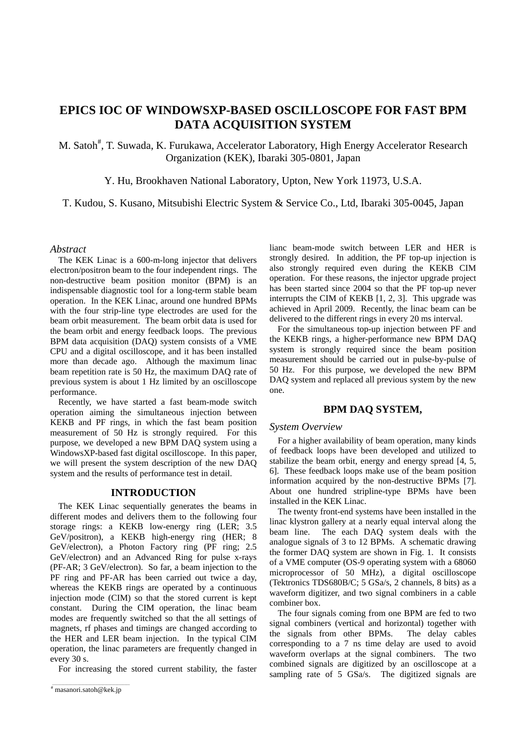# EPICS IOC OF WINDOWSXP-BASED OSCILLOSCOPE FOR FAST BPM DATA ACQUISITION SYSTEM

M. Satoh[#], T. Suwada, K. Furukawa, Accelerator Laboratory, High Energy Accelerator Research Organization (KEK), Ibaraki 305-0801, Japan

Y. Hu, Brookhaven National Laboratory, Upton, New York 11973, U.S.A.

T. Kudou, S. Kusano, Mitsubishi Electric System & Service Co., Ltd, Ibaraki 305-0045, Japan

### *Abstract*

The KEK Linac is a 600-m-long injector that delivers electron/positron beam to the four independent rings. The non-destructive beam position monitor (BPM) is an indispensable diagnostic tool for a long-term stable beam operation. In the KEK Linac, around one hundred BPMs with the four strip-line type electrodes are used for the beam orbit measurement. The beam orbit data is used for the beam orbit and energy feedback loops. The previous BPM data acquisition (DAQ) system consists of a VME CPU and a digital oscilloscope, and it has been installed more than decade ago. Although the maximum linac beam repetition rate is 50 Hz, the maximum DAQ rate of previous system is about 1 Hz limited by an oscilloscope performance.

Recently, we have started a fast beam-mode switch operation aiming the simultaneous injection between KEKB and PF rings, in which the fast beam position measurement of 50 Hz is strongly required. For this purpose, we developed a new BPM DAQ system using a WindowsXP-based fast digital oscilloscope. In this paper, we will present the system description of the new DAQ system and the results of performance test in detail.

## INTRODUCTION

The KEK Linac sequentially generates the beams in different modes and delivers them to the following four storage rings: a KEKB low-energy ring (LER; 3.5 GeV/positron), a KEKB high-energy ring (HER; 8 GeV/electron), a Photon Factory ring (PF ring; 2.5 GeV/electron) and an Advanced Ring for pulse x-rays (PF-AR; 3 GeV/electron). So far, a beam injection to the PF ring and PF-AR has been carried out twice a day, whereas the KEKB rings are operated by a continuous injection mode (CIM) so that the stored current is kept constant. During the CIM operation, the linac beam modes are frequently switched so that the all settings of magnets, rf phases and timings are changed according to the HER and LER beam injection. In the typical CIM operation, the linac parameters are frequently changed in every 30 s.

For increasing the stored current stability, the faster linac beam-mode switch between LER and HER is strongly desired. In addition, the PF top-up injection is also strongly required even during the KEKB CIM operation. For these reasons, the injector upgrade project has been started since 2004 so that the PF top-up never interrupts the CIM of KEKB [1, 2, 3]. This upgrade was achieved in April 2009. Recently, the linac beam can be delivered to the different rings in every 20 ms interval.

For the simultaneous top-up injection between PF and the KEKB rings, a higher-performance new BPM DAQ system is strongly required since the beam position measurement should be carried out in pulse-by-pulse of 50 Hz. For this purpose, we developed the new BPM DAQ system and replaced all previous system by the new one.

## BPM DAQ SYSTEM,

### *System Overview*

For a higher availability of beam operation, many kinds of feedback loops have been developed and utilized to stabilize the beam orbit, energy and energy spread [4, 5, 6]. These feedback loops make use of the beam position information acquired by the non-destructive BPMs [7]. About one hundred stripline-type BPMs have been installed in the KEK Linac.

The twenty front-end systems have been installed in the linac klystron gallery at a nearly equal interval along the beam line. The each DAQ system deals with the analogue signals of 3 to 12 BPMs. A schematic drawing the former DAQ system are shown in Fig. 1. It consists of a VME computer (OS-9 operating system with a 68060 microprocessor of 50 MHz), a digital oscilloscope (Tektronics TDS680B/C; 5 GSa/s, 2 channels, 8 bits) as a waveform digitizer, and two signal combiners in a cable combiner box.

The four signals coming from one BPM are fed to two signal combiners (vertical and horizontal) together with the signals from other BPMs. The delay cables corresponding to a 7 ns time delay are used to avoid waveform overlaps at the signal combiners. The two combined signals are digitized by an oscilloscope at a sampling rate of 5 GSa/s. The digitized signals are

[#] masanori.satoh@kek.jp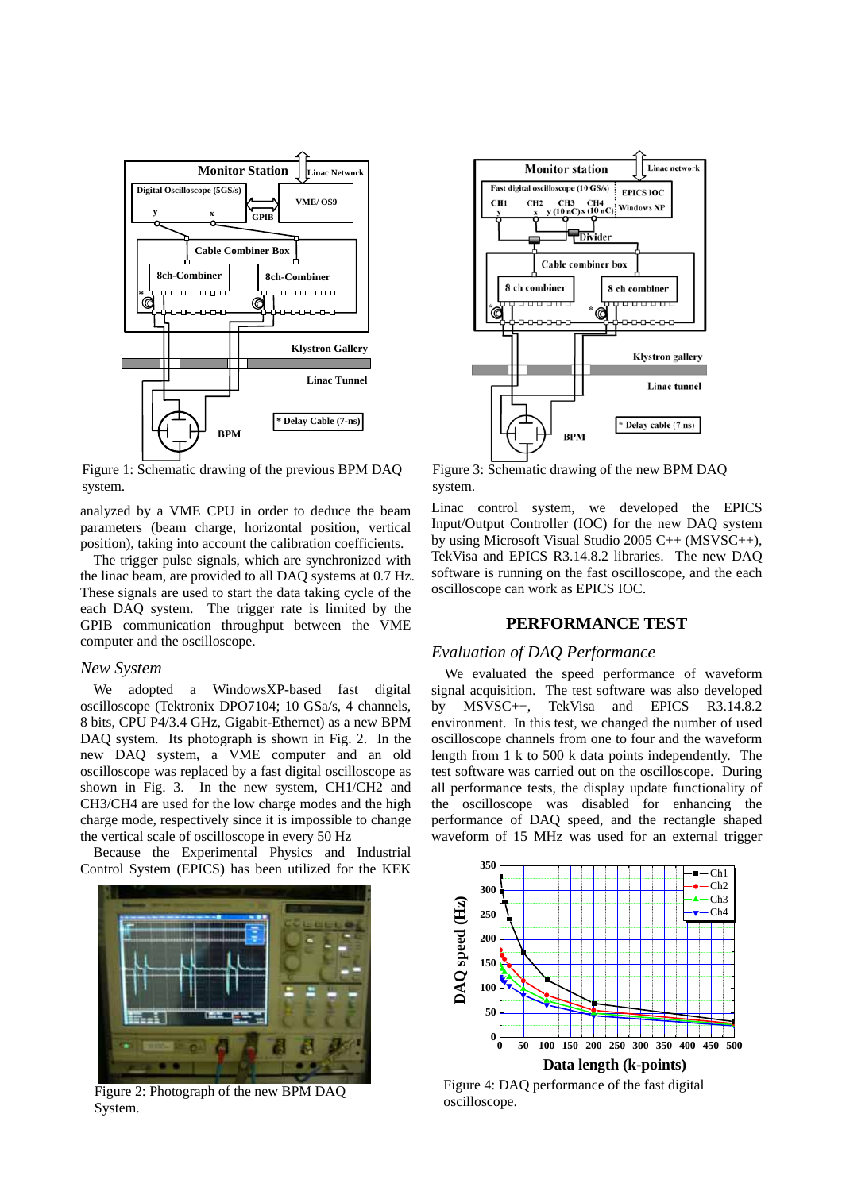Figure 1: Schematic drawing of the previous BPM DAQ system.

analyzed by a VME CPU in order to deduce the beam parameters (beam charge, horizontal position, vertical position), taking into account the calibration coefficients.

The trigger pulse signals, which are synchronized with the linac beam, are provided to all DAQ systems at 0.7 Hz. These signals are used to start the data taking cycle of the each DAQ system. The trigger rate is limited by the GPIB communication throughput between the VME computer and the oscilloscope.

### *New System*

We adopted a WindowsXP-based fast digital oscilloscope (Tektronix DPO7104; 10 GSa/s, 4 channels, 8 bits, CPU P4/3.4 GHz, Gigabit-Ethernet) as a new BPM DAQ system. Its photograph is shown in Fig. 2. In the new DAQ system, a VME computer and an old oscilloscope was replaced by a fast digital oscilloscope as shown in Fig. 3. In the new system, CH1/CH2 and CH3/CH4 are used for the low charge modes and the high charge mode, respectively since it is impossible to change the vertical scale of oscilloscope in every 50 Hz

Because the Experimental Physics and Industrial Control System (EPICS) has been utilized for the KEK

Figure 2: Photograph of the new BPM DAQ System.

Figure 3: Schematic drawing of the new BPM DAQ system.

Linac control system, we developed the EPICS Input/Output Controller (IOC) for the new DAQ system by using Microsoft Visual Studio 2005 C++ (MSVSC++), TekVisa and EPICS R3.14.8.2 libraries. The new DAQ software is running on the fast oscilloscope, and the each oscilloscope can work as EPICS IOC.

## PERFORMANCE TEST

### *Evaluation of DAQ Performance*

We evaluated the speed performance of waveform signal acquisition. The test software was also developed by MSVSC++, TekVisa and EPICS R3.14.8.2 environment. In this test, we changed the number of used oscilloscope channels from one to four and the waveform length from 1 k to 500 k data points independently. The test software was carried out on the oscilloscope. During all performance tests, the display update functionality of the oscilloscope was disabled for enhancing the performance of DAQ speed, and the rectangle shaped waveform of 15 MHz was used for an external trigger

Figure 4: DAQ performance of the fast digital oscilloscope.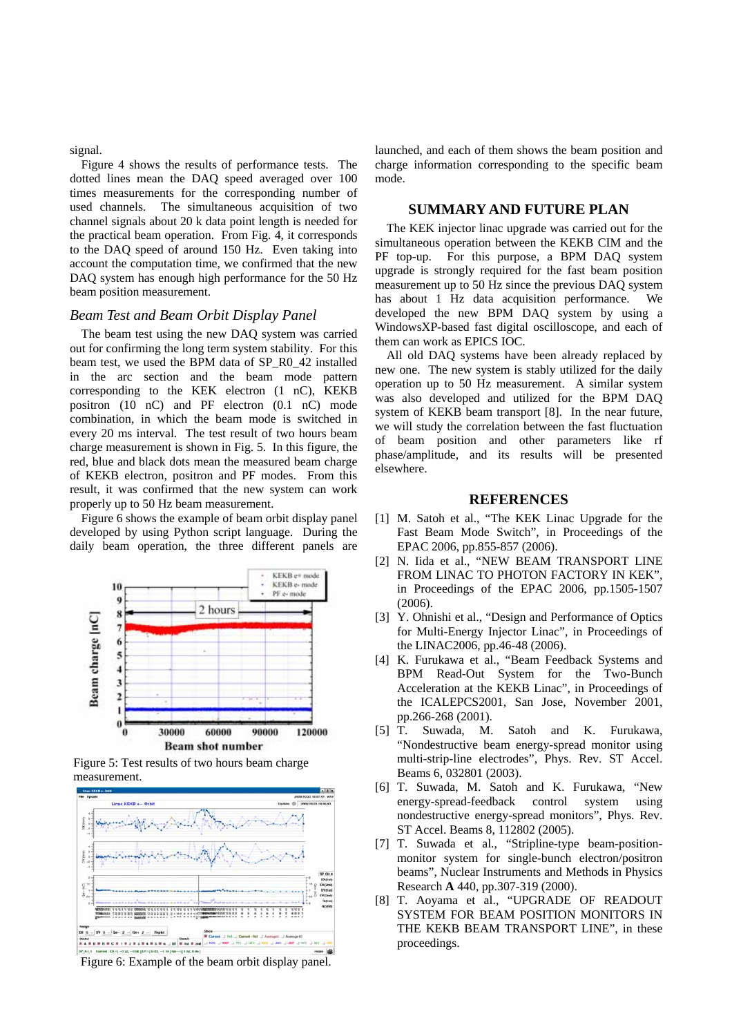signal.

Figure 4 shows the results of performance tests. The dotted lines mean the DAQ speed averaged over 100 times measurements for the corresponding number of used channels. The simultaneous acquisition of two channel signals about 20 k data point length is needed for the practical beam operation. From Fig. 4, it corresponds to the DAQ speed of around 150 Hz. Even taking into account the computation time, we confirmed that the new DAQ system has enough high performance for the 50 Hz beam position measurement.

### *Beam Test and Beam Orbit Display Panel*

The beam test using the new DAQ system was carried out for confirming the long term system stability. For this beam test, we used the BPM data of SP_R0_42 installed in the arc section and the beam mode pattern corresponding to the KEK electron (1 nC), KEKB positron (10 nC) and PF electron (0.1 nC) mode combination, in which the beam mode is switched in every 20 ms interval. The test result of two hours beam charge measurement is shown in Fig. 5. In this figure, the red, blue and black dots mean the measured beam charge of KEKB electron, positron and PF modes. From this result, it was confirmed that the new system can work properly up to 50 Hz beam measurement.

Figure 6 shows the example of beam orbit display panel developed by using Python script language. During the daily beam operation, the three different panels are launched, and each of them shows the beam position and charge information corresponding to the specific beam mode.

KEKB e+ mode
KEKB e- mode
PF e- mode
2 hours
Beam charge [nC]
Beam shot number
0
1
2
3
4
5
6
7
8
9
10
0
30000
60000
90000
120000

Figure 5: Test results of two hours beam charge measurement.

Figure 6: Example of the beam orbit display panel.

## SUMMARY AND FUTURE PLAN

The KEK injector linac upgrade was carried out for the simultaneous operation between the KEKB CIM and the PF top-up. For this purpose, a BPM DAQ system upgrade is strongly required for the fast beam position measurement up to 50 Hz since the previous DAQ system has about 1 Hz data acquisition performance. We developed the new BPM DAQ system by using a WindowsXP-based fast digital oscilloscope, and each of them can work as EPICS IOC.

All old DAQ systems have been already replaced by new one. The new system is stably utilized for the daily operation up to 50 Hz measurement. A similar system was also developed and utilized for the BPM DAQ system of KEKB beam transport [8]. In the near future, we will study the correlation between the fast fluctuation of beam position and other parameters like rf phase/amplitude, and its results will be presented elsewhere.

## REFERENCES

[1] M. Satoh et al., "The KEK Linac Upgrade for the Fast Beam Mode Switch", in Proceedings of the EPAC 2006, pp.855-857 (2006).

[2] N. Iida et al., "NEW BEAM TRANSPORT LINE FROM LINAC TO PHOTON FACTORY IN KEK", in Proceedings of the EPAC 2006, pp.1505-1507 (2006).

[3] Y. Ohnishi et al., "Design and Performance of Optics for Multi-Energy Injector Linac", in Proceedings of the LINAC2006, pp.46-48 (2006).

[4] K. Furukawa et al., "Beam Feedback Systems and BPM Read-Out System for the Two-Bunch Acceleration at the KEKB Linac", in Proceedings of the ICALEPCS2001, San Jose, November 2001, pp.266-268 (2001).

[5] T. Suwada, M. Satoh and K. Furukawa, "Nondestructive beam energy-spread monitor using multi-strip-line electrodes", Phys. Rev. ST Accel. Beams 6, 032801 (2003).

[6] T. Suwada, M. Satoh and K. Furukawa, "New energy-spread-feedback control system using nondestructive energy-spread monitors", Phys. Rev. ST Accel. Beams 8, 112802 (2005).

[7] T. Suwada et al., "Stripline-type beam-position-monitor system for single-bunch electron/positron beams", Nuclear Instruments and Methods in Physics Research **A** 440, pp.307-319 (2000).

[8] T. Aoyama et al., "UPGRADE OF READOUT SYSTEM FOR BEAM POSITION MONITORS IN THE KEKB BEAM TRANSPORT LINE", in these proceedings.